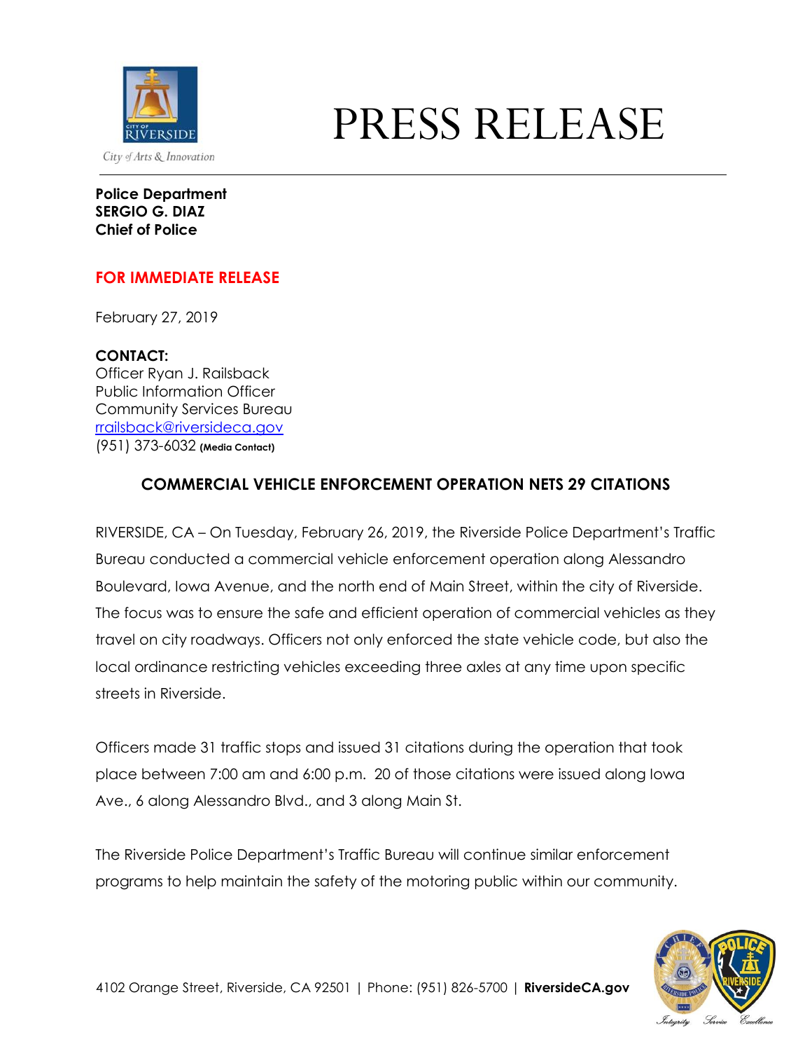City of Arts & Innovation

# PRESS RELEASE

**Police Department**
**SERGIO G. DIAZ**
**Chief of Police**

**FOR IMMEDIATE RELEASE**

February 27, 2019

**CONTACT:**
Officer Ryan J. Railsback
Public Information Officer
Community Services Bureau
rrailsback@riversideca.gov
(951) 373-6032 **(Media Contact)**

## COMMERCIAL VEHICLE ENFORCEMENT OPERATION NETS 29 CITATIONS

RIVERSIDE, CA – On Tuesday, February 26, 2019, the Riverside Police Department's Traffic Bureau conducted a commercial vehicle enforcement operation along Alessandro Boulevard, Iowa Avenue, and the north end of Main Street, within the city of Riverside. The focus was to ensure the safe and efficient operation of commercial vehicles as they travel on city roadways. Officers not only enforced the state vehicle code, but also the local ordinance restricting vehicles exceeding three axles at any time upon specific streets in Riverside.

Officers made 31 traffic stops and issued 31 citations during the operation that took place between 7:00 am and 6:00 p.m. 20 of those citations were issued along Iowa Ave., 6 along Alessandro Blvd., and 3 along Main St.

The Riverside Police Department's Traffic Bureau will continue similar enforcement programs to help maintain the safety of the motoring public within our community.

4102 Orange Street, Riverside, CA 92501 | Phone: (951) 826-5700 | **RiversideCA.gov**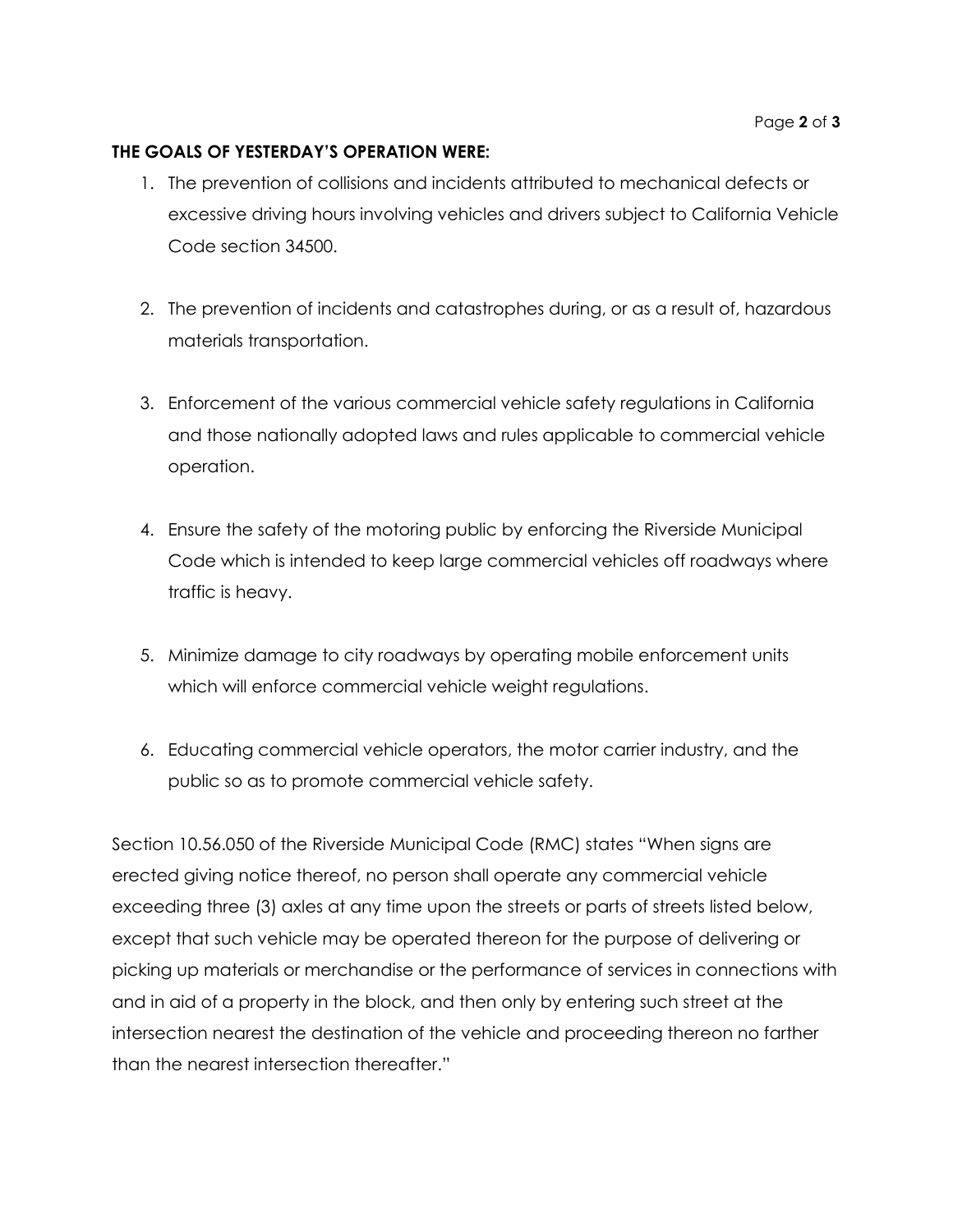**THE GOALS OF YESTERDAY'S OPERATION WERE:**

1. The prevention of collisions and incidents attributed to mechanical defects or excessive driving hours involving vehicles and drivers subject to California Vehicle Code section 34500.

2. The prevention of incidents and catastrophes during, or as a result of, hazardous materials transportation.

3. Enforcement of the various commercial vehicle safety regulations in California and those nationally adopted laws and rules applicable to commercial vehicle operation.

4. Ensure the safety of the motoring public by enforcing the Riverside Municipal Code which is intended to keep large commercial vehicles off roadways where traffic is heavy.

5. Minimize damage to city roadways by operating mobile enforcement units which will enforce commercial vehicle weight regulations.

6. Educating commercial vehicle operators, the motor carrier industry, and the public so as to promote commercial vehicle safety.

Section 10.56.050 of the Riverside Municipal Code (RMC) states "When signs are erected giving notice thereof, no person shall operate any commercial vehicle exceeding three (3) axles at any time upon the streets or parts of streets listed below, except that such vehicle may be operated thereon for the purpose of delivering or picking up materials or merchandise or the performance of services in connections with and in aid of a property in the block, and then only by entering such street at the intersection nearest the destination of the vehicle and proceeding thereon no farther than the nearest intersection thereafter."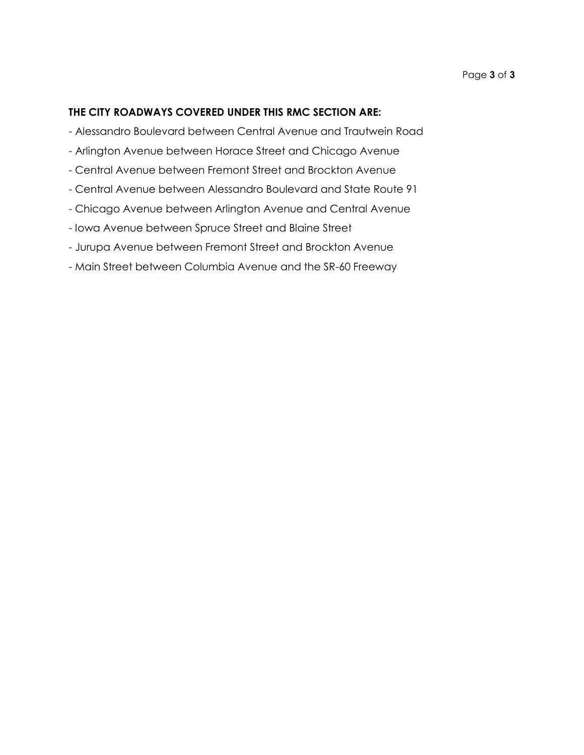**THE CITY ROADWAYS COVERED UNDER THIS RMC SECTION ARE:**

- Alessandro Boulevard between Central Avenue and Trautwein Road
- Arlington Avenue between Horace Street and Chicago Avenue
- Central Avenue between Fremont Street and Brockton Avenue
- Central Avenue between Alessandro Boulevard and State Route 91
- Chicago Avenue between Arlington Avenue and Central Avenue
- Iowa Avenue between Spruce Street and Blaine Street
- Jurupa Avenue between Fremont Street and Brockton Avenue
- Main Street between Columbia Avenue and the SR-60 Freeway